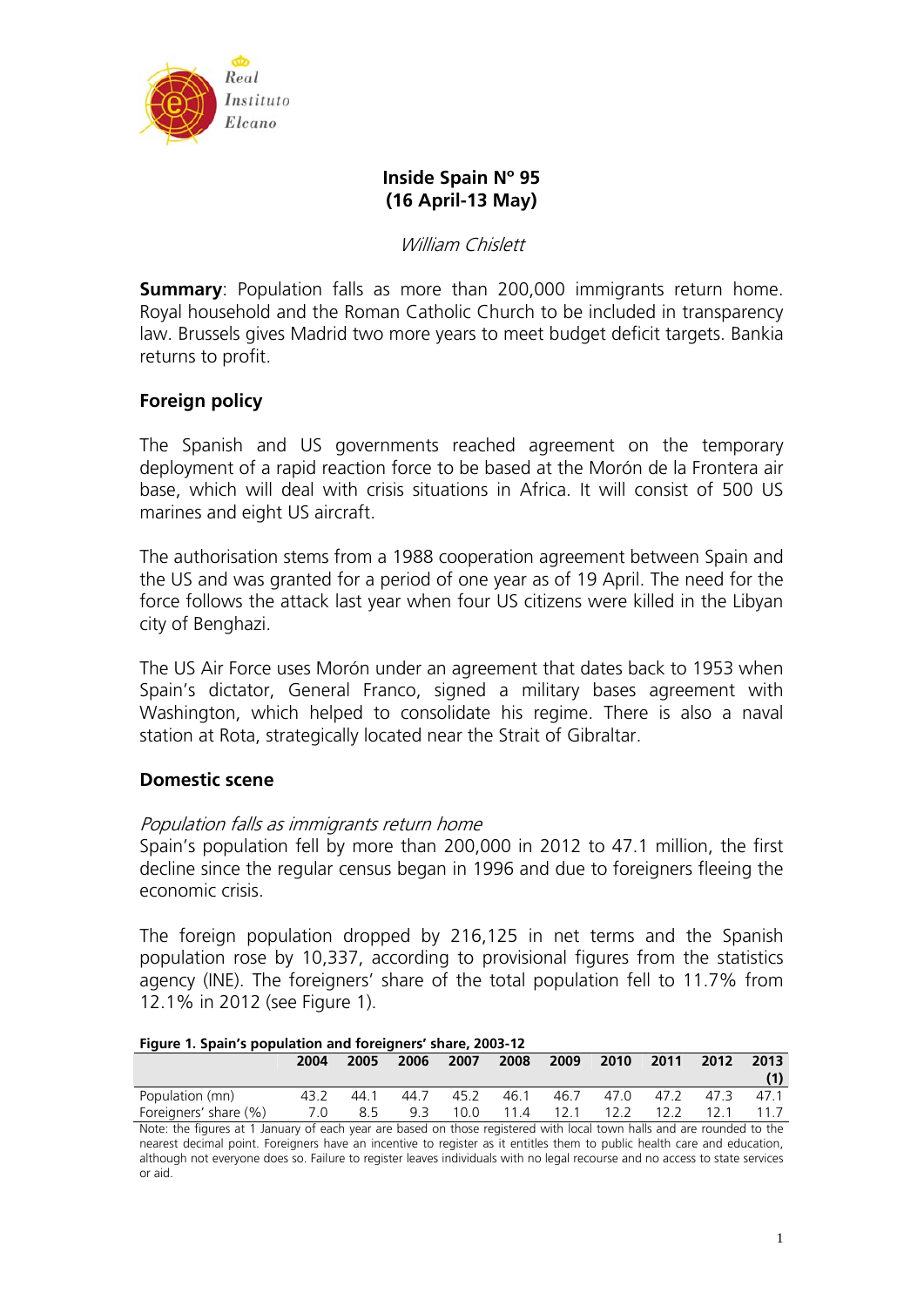# Inside Spain Nº 95
## (16 April-13 May)

*William Chislett*

**Summary**: Population falls as more than 200,000 immigrants return home. Royal household and the Roman Catholic Church to be included in transparency law. Brussels gives Madrid two more years to meet budget deficit targets. Bankia returns to profit.

## Foreign policy

The Spanish and US governments reached agreement on the temporary deployment of a rapid reaction force to be based at the Morón de la Frontera air base, which will deal with crisis situations in Africa. It will consist of 500 US marines and eight US aircraft.

The authorisation stems from a 1988 cooperation agreement between Spain and the US and was granted for a period of one year as of 19 April. The need for the force follows the attack last year when four US citizens were killed in the Libyan city of Benghazi.

The US Air Force uses Morón under an agreement that dates back to 1953 when Spain's dictator, General Franco, signed a military bases agreement with Washington, which helped to consolidate his regime. There is also a naval station at Rota, strategically located near the Strait of Gibraltar.

## Domestic scene

*Population falls as immigrants return home*

Spain's population fell by more than 200,000 in 2012 to 47.1 million, the first decline since the regular census began in 1996 and due to foreigners fleeing the economic crisis.

The foreign population dropped by 216,125 in net terms and the Spanish population rose by 10,337, according to provisional figures from the statistics agency (INE). The foreigners' share of the total population fell to 11.7% from 12.1% in 2012 (see Figure 1).

**Figure 1. Spain's population and foreigners' share, 2003-12**

| | 2004 | 2005 | 2006 | 2007 | 2008 | 2009 | 2010 | 2011 | 2012 | 2013 (1) |
|---|---|---|---|---|---|---|---|---|---|---|
| Population (mn) | 43.2 | 44.1 | 44.7 | 45.2 | 46.1 | 46.7 | 47.0 | 47.2 | 47.3 | 47.1 |
| Foreigners' share (%) | 7.0 | 8.5 | 9.3 | 10.0 | 11.4 | 12.1 | 12.2 | 12.2 | 12.1 | 11.7 |

Note: the figures at 1 January of each year are based on those registered with local town halls and are rounded to the nearest decimal point. Foreigners have an incentive to register as it entitles them to public health care and education, although not everyone does so. Failure to register leaves individuals with no legal recourse and no access to state services or aid.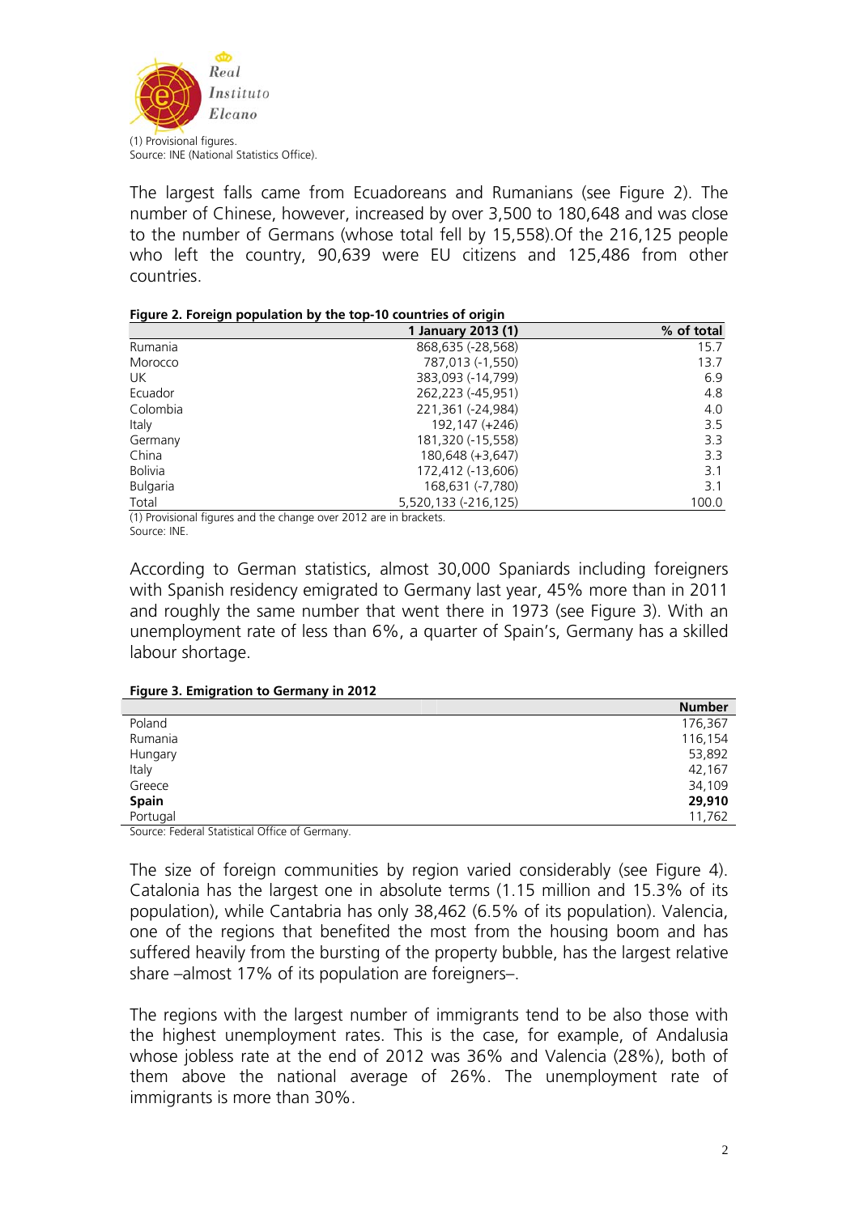(1) Provisional figures.
Source: INE (National Statistics Office).

The largest falls came from Ecuadoreans and Rumanians (see Figure 2). The number of Chinese, however, increased by over 3,500 to 180,648 and was close to the number of Germans (whose total fell by 15,558).Of the 216,125 people who left the country, 90,639 were EU citizens and 125,486 from other countries.

**Figure 2. Foreign population by the top-10 countries of origin**

| | 1 January 2013 (1) | % of total |
|---|---|---|
| Rumania | 868,635 (-28,568) | 15.7 |
| Morocco | 787,013 (-1,550) | 13.7 |
| UK | 383,093 (-14,799) | 6.9 |
| Ecuador | 262,223 (-45,951) | 4.8 |
| Colombia | 221,361 (-24,984) | 4.0 |
| Italy | 192,147 (+246) | 3.5 |
| Germany | 181,320 (-15,558) | 3.3 |
| China | 180,648 (+3,647) | 3.3 |
| Bolivia | 172,412 (-13,606) | 3.1 |
| Bulgaria | 168,631 (-7,780) | 3.1 |
| Total | 5,520,133 (-216,125) | 100.0 |

(1) Provisional figures and the change over 2012 are in brackets.
Source: INE.

According to German statistics, almost 30,000 Spaniards including foreigners with Spanish residency emigrated to Germany last year, 45% more than in 2011 and roughly the same number that went there in 1973 (see Figure 3). With an unemployment rate of less than 6%, a quarter of Spain's, Germany has a skilled labour shortage.

**Figure 3. Emigration to Germany in 2012**

| | Number |
|---|---|
| Poland | 176,367 |
| Rumania | 116,154 |
| Hungary | 53,892 |
| Italy | 42,167 |
| Greece | 34,109 |
| **Spain** | **29,910** |
| Portugal | 11,762 |

Source: Federal Statistical Office of Germany.

The size of foreign communities by region varied considerably (see Figure 4). Catalonia has the largest one in absolute terms (1.15 million and 15.3% of its population), while Cantabria has only 38,462 (6.5% of its population). Valencia, one of the regions that benefited the most from the housing boom and has suffered heavily from the bursting of the property bubble, has the largest relative share –almost 17% of its population are foreigners–.

The regions with the largest number of immigrants tend to be also those with the highest unemployment rates. This is the case, for example, of Andalusia whose jobless rate at the end of 2012 was 36% and Valencia (28%), both of them above the national average of 26%. The unemployment rate of immigrants is more than 30%.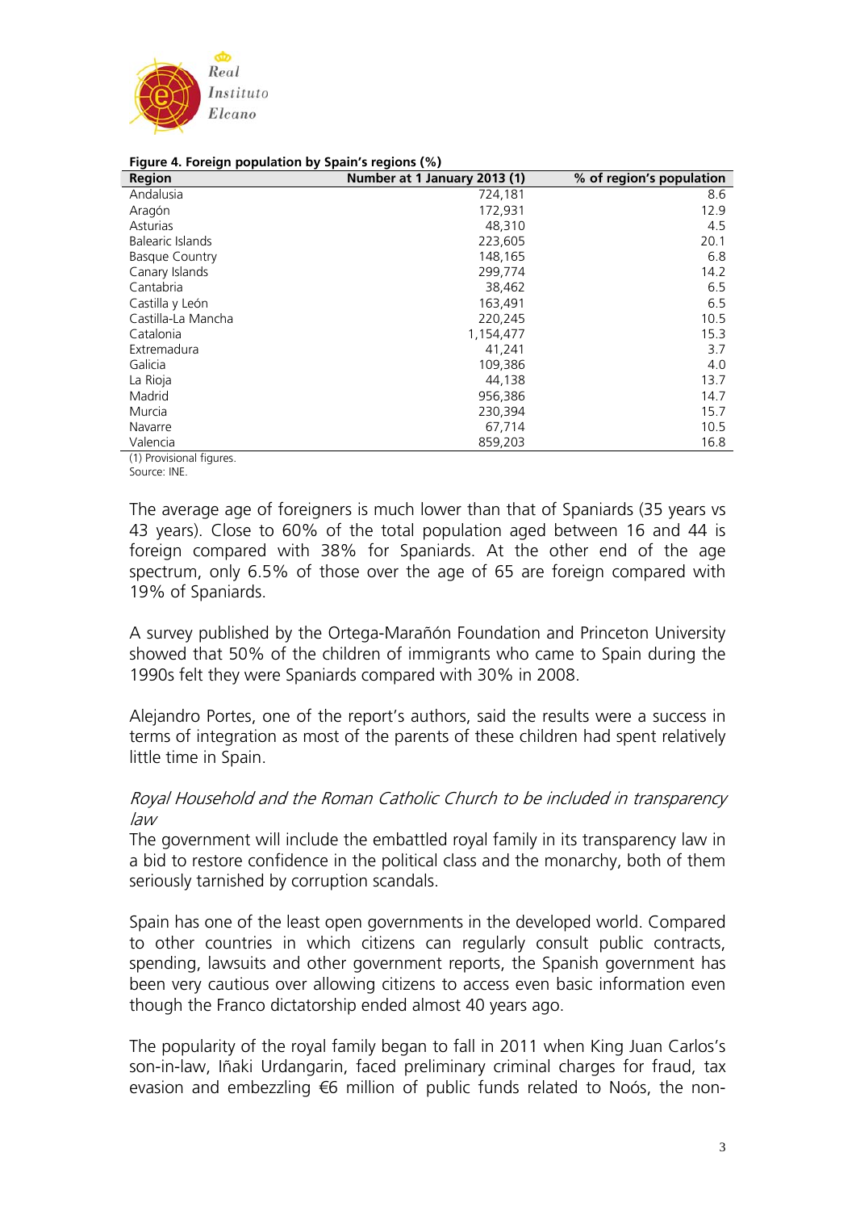**Figure 4. Foreign population by Spain's regions (%)**

| Region | Number at 1 January 2013 (1) | % of region's population |
|---|---|---|
| Andalusia | 724,181 | 8.6 |
| Aragón | 172,931 | 12.9 |
| Asturias | 48,310 | 4.5 |
| Balearic Islands | 223,605 | 20.1 |
| Basque Country | 148,165 | 6.8 |
| Canary Islands | 299,774 | 14.2 |
| Cantabria | 38,462 | 6.5 |
| Castilla y León | 163,491 | 6.5 |
| Castilla-La Mancha | 220,245 | 10.5 |
| Catalonia | 1,154,477 | 15.3 |
| Extremadura | 41,241 | 3.7 |
| Galicia | 109,386 | 4.0 |
| La Rioja | 44,138 | 13.7 |
| Madrid | 956,386 | 14.7 |
| Murcia | 230,394 | 15.7 |
| Navarre | 67,714 | 10.5 |
| Valencia | 859,203 | 16.8 |

(1) Provisional figures.
Source: INE.

The average age of foreigners is much lower than that of Spaniards (35 years vs 43 years). Close to 60% of the total population aged between 16 and 44 is foreign compared with 38% for Spaniards. At the other end of the age spectrum, only 6.5% of those over the age of 65 are foreign compared with 19% of Spaniards.

A survey published by the Ortega-Marañón Foundation and Princeton University showed that 50% of the children of immigrants who came to Spain during the 1990s felt they were Spaniards compared with 30% in 2008.

Alejandro Portes, one of the report's authors, said the results were a success in terms of integration as most of the parents of these children had spent relatively little time in Spain.

*Royal Household and the Roman Catholic Church to be included in transparency law*

The government will include the embattled royal family in its transparency law in a bid to restore confidence in the political class and the monarchy, both of them seriously tarnished by corruption scandals.

Spain has one of the least open governments in the developed world. Compared to other countries in which citizens can regularly consult public contracts, spending, lawsuits and other government reports, the Spanish government has been very cautious over allowing citizens to access even basic information even though the Franco dictatorship ended almost 40 years ago.

The popularity of the royal family began to fall in 2011 when King Juan Carlos's son-in-law, Iñaki Urdangarin, faced preliminary criminal charges for fraud, tax evasion and embezzling €6 million of public funds related to Noós, the non-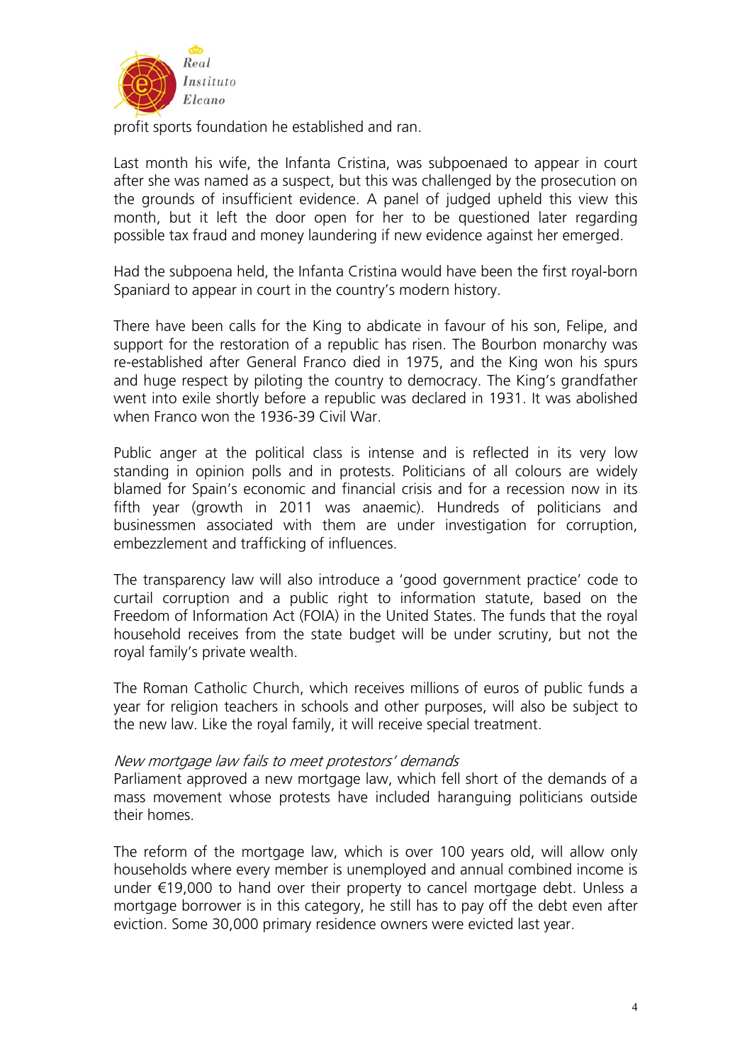profit sports foundation he established and ran.

Last month his wife, the Infanta Cristina, was subpoenaed to appear in court after she was named as a suspect, but this was challenged by the prosecution on the grounds of insufficient evidence. A panel of judged upheld this view this month, but it left the door open for her to be questioned later regarding possible tax fraud and money laundering if new evidence against her emerged.

Had the subpoena held, the Infanta Cristina would have been the first royal-born Spaniard to appear in court in the country's modern history.

There have been calls for the King to abdicate in favour of his son, Felipe, and support for the restoration of a republic has risen. The Bourbon monarchy was re-established after General Franco died in 1975, and the King won his spurs and huge respect by piloting the country to democracy. The King's grandfather went into exile shortly before a republic was declared in 1931. It was abolished when Franco won the 1936-39 Civil War.

Public anger at the political class is intense and is reflected in its very low standing in opinion polls and in protests. Politicians of all colours are widely blamed for Spain's economic and financial crisis and for a recession now in its fifth year (growth in 2011 was anaemic). Hundreds of politicians and businessmen associated with them are under investigation for corruption, embezzlement and trafficking of influences.

The transparency law will also introduce a 'good government practice' code to curtail corruption and a public right to information statute, based on the Freedom of Information Act (FOIA) in the United States. The funds that the royal household receives from the state budget will be under scrutiny, but not the royal family's private wealth.

The Roman Catholic Church, which receives millions of euros of public funds a year for religion teachers in schools and other purposes, will also be subject to the new law. Like the royal family, it will receive special treatment.

*New mortgage law fails to meet protestors' demands*

Parliament approved a new mortgage law, which fell short of the demands of a mass movement whose protests have included haranguing politicians outside their homes.

The reform of the mortgage law, which is over 100 years old, will allow only households where every member is unemployed and annual combined income is under €19,000 to hand over their property to cancel mortgage debt. Unless a mortgage borrower is in this category, he still has to pay off the debt even after eviction. Some 30,000 primary residence owners were evicted last year.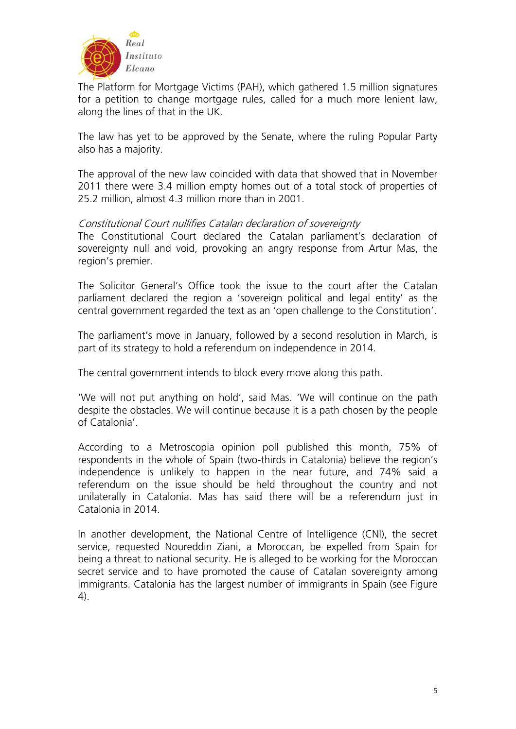The Platform for Mortgage Victims (PAH), which gathered 1.5 million signatures for a petition to change mortgage rules, called for a much more lenient law, along the lines of that in the UK.

The law has yet to be approved by the Senate, where the ruling Popular Party also has a majority.

The approval of the new law coincided with data that showed that in November 2011 there were 3.4 million empty homes out of a total stock of properties of 25.2 million, almost 4.3 million more than in 2001.

*Constitutional Court nullifies Catalan declaration of sovereignty*

The Constitutional Court declared the Catalan parliament's declaration of sovereignty null and void, provoking an angry response from Artur Mas, the region's premier.

The Solicitor General's Office took the issue to the court after the Catalan parliament declared the region a 'sovereign political and legal entity' as the central government regarded the text as an 'open challenge to the Constitution'.

The parliament's move in January, followed by a second resolution in March, is part of its strategy to hold a referendum on independence in 2014.

The central government intends to block every move along this path.

'We will not put anything on hold', said Mas. 'We will continue on the path despite the obstacles. We will continue because it is a path chosen by the people of Catalonia'.

According to a Metroscopia opinion poll published this month, 75% of respondents in the whole of Spain (two-thirds in Catalonia) believe the region's independence is unlikely to happen in the near future, and 74% said a referendum on the issue should be held throughout the country and not unilaterally in Catalonia. Mas has said there will be a referendum just in Catalonia in 2014.

In another development, the National Centre of Intelligence (CNI), the secret service, requested Noureddin Ziani, a Moroccan, be expelled from Spain for being a threat to national security. He is alleged to be working for the Moroccan secret service and to have promoted the cause of Catalan sovereignty among immigrants. Catalonia has the largest number of immigrants in Spain (see Figure 4).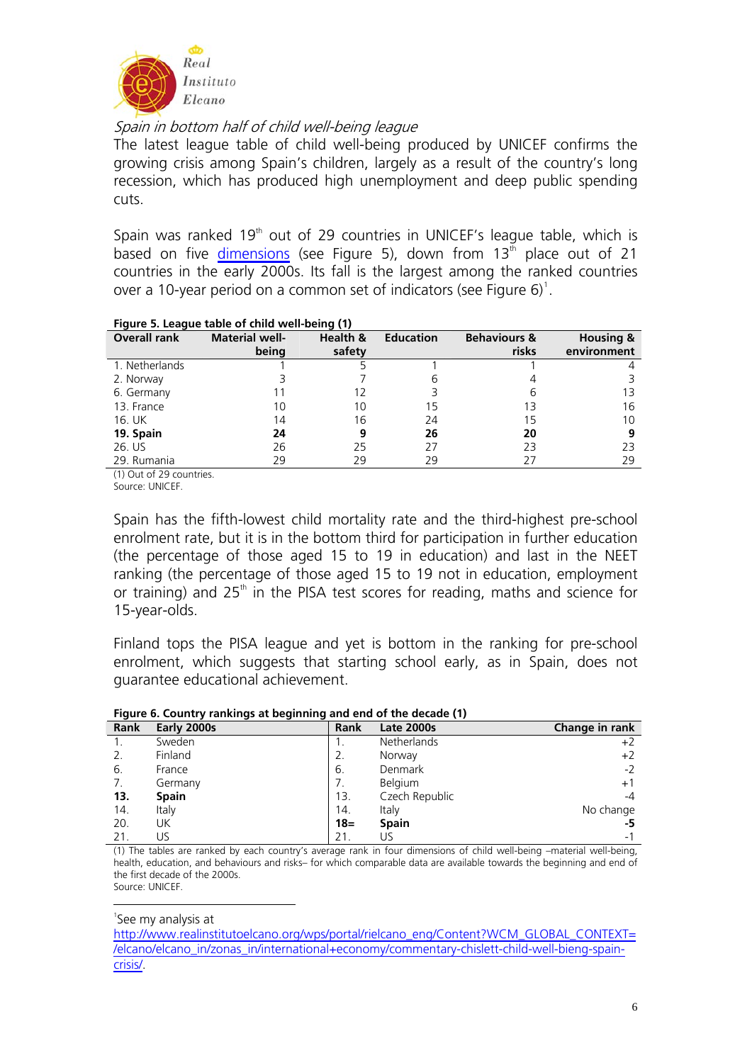*Spain in bottom half of child well-being league*

The latest league table of child well-being produced by UNICEF confirms the growing crisis among Spain's children, largely as a result of the country's long recession, which has produced high unemployment and deep public spending cuts.

Spain was ranked 19th out of 29 countries in UNICEF's league table, which is based on five [dimensions](#) (see Figure 5), down from 13th place out of 21 countries in the early 2000s. Its fall is the largest among the ranked countries over a 10-year period on a common set of indicators (see Figure 6)[1].

**Figure 5. League table of child well-being (1)**

| Overall rank | Material well-being | Health & safety | Education | Behaviours & risks | Housing & environment |
|---|---|---|---|---|---|
| 1. Netherlands | 1 | 5 | 1 | 1 | 4 |
| 2. Norway | 3 | 7 | 6 | 4 | 3 |
| 6. Germany | 11 | 12 | 3 | 6 | 13 |
| 13. France | 10 | 10 | 15 | 13 | 16 |
| 16. UK | 14 | 16 | 24 | 15 | 10 |
| **19. Spain** | **24** | **9** | **26** | **20** | **9** |
| 26. US | 26 | 25 | 27 | 23 | 23 |
| 29. Rumania | 29 | 29 | 29 | 27 | 29 |

(1) Out of 29 countries.
Source: UNICEF.

Spain has the fifth-lowest child mortality rate and the third-highest pre-school enrolment rate, but it is in the bottom third for participation in further education (the percentage of those aged 15 to 19 in education) and last in the NEET ranking (the percentage of those aged 15 to 19 not in education, employment or training) and 25th in the PISA test scores for reading, maths and science for 15-year-olds.

Finland tops the PISA league and yet is bottom in the ranking for pre-school enrolment, which suggests that starting school early, as in Spain, does not guarantee educational achievement.

**Figure 6. Country rankings at beginning and end of the decade (1)**

| Rank | Early 2000s | Rank | Late 2000s | Change in rank |
|---|---|---|---|---|
| 1. | Sweden | 1. | Netherlands | +2 |
| 2. | Finland | 2. | Norway | +2 |
| 6. | France | 6. | Denmark | -2 |
| 7. | Germany | 7. | Belgium | +1 |
| **13.** | **Spain** | 13. | Czech Republic | -4 |
| 14. | Italy | 14. | Italy | No change |
| 20. | UK | **18=** | **Spain** | **-5** |
| 21. | US | 21. | US | -1 |

(1) The tables are ranked by each country's average rank in four dimensions of child well-being –material well-being, health, education, and behaviours and risks– for which comparable data are available towards the beginning and end of the first decade of the 2000s.
Source: UNICEF.

---

[1] See my analysis at http://www.realinstitutoelcano.org/wps/portal/rielcano_eng/Content?WCM_GLOBAL_CONTEXT=/elcano/elcano_in/zonas_in/international+economy/commentary-chislett-child-well-bieng-spain-crisis/.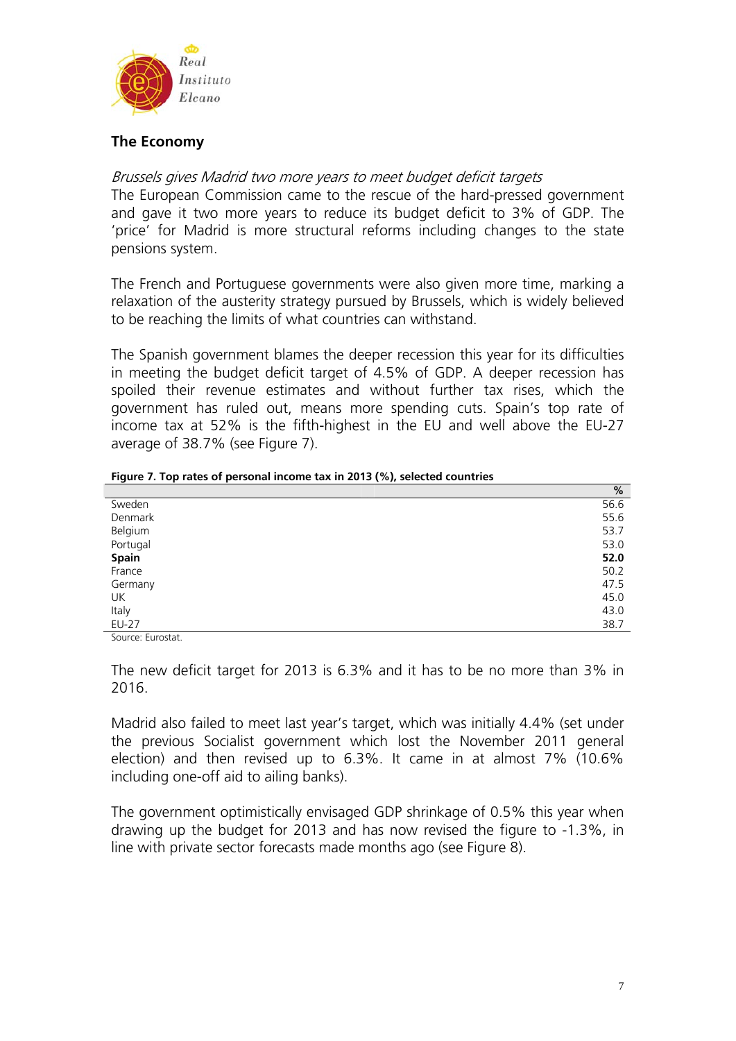## The Economy

*Brussels gives Madrid two more years to meet budget deficit targets*

The European Commission came to the rescue of the hard-pressed government and gave it two more years to reduce its budget deficit to 3% of GDP. The 'price' for Madrid is more structural reforms including changes to the state pensions system.

The French and Portuguese governments were also given more time, marking a relaxation of the austerity strategy pursued by Brussels, which is widely believed to be reaching the limits of what countries can withstand.

The Spanish government blames the deeper recession this year for its difficulties in meeting the budget deficit target of 4.5% of GDP. A deeper recession has spoiled their revenue estimates and without further tax rises, which the government has ruled out, means more spending cuts. Spain's top rate of income tax at 52% is the fifth-highest in the EU and well above the EU-27 average of 38.7% (see Figure 7).

**Figure 7. Top rates of personal income tax in 2013 (%), selected countries**

| | % |
|---|---|
| Sweden | 56.6 |
| Denmark | 55.6 |
| Belgium | 53.7 |
| Portugal | 53.0 |
| **Spain** | **52.0** |
| France | 50.2 |
| Germany | 47.5 |
| UK | 45.0 |
| Italy | 43.0 |
| EU-27 | 38.7 |

Source: Eurostat.

The new deficit target for 2013 is 6.3% and it has to be no more than 3% in 2016.

Madrid also failed to meet last year's target, which was initially 4.4% (set under the previous Socialist government which lost the November 2011 general election) and then revised up to 6.3%. It came in at almost 7% (10.6% including one-off aid to ailing banks).

The government optimistically envisaged GDP shrinkage of 0.5% this year when drawing up the budget for 2013 and has now revised the figure to -1.3%, in line with private sector forecasts made months ago (see Figure 8).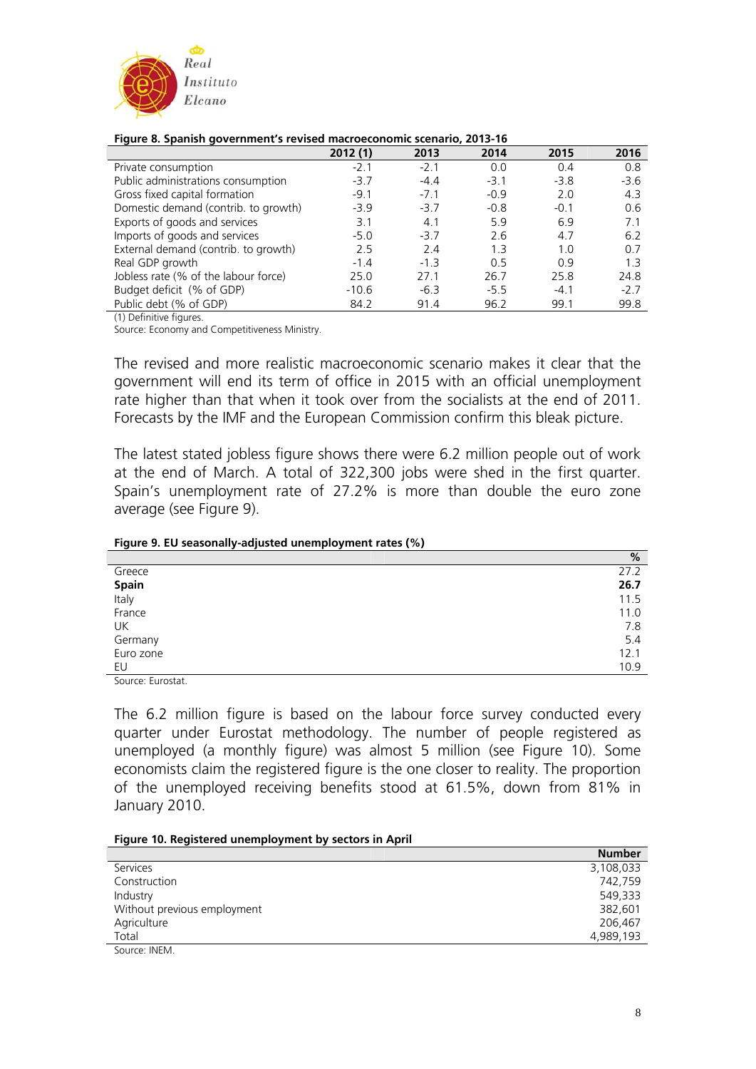**Figure 8. Spanish government's revised macroeconomic scenario, 2013-16**

| | 2012 (1) | 2013 | 2014 | 2015 | 2016 |
|---|---|---|---|---|---|
| Private consumption | -2.1 | -2.1 | 0.0 | 0.4 | 0.8 |
| Public administrations consumption | -3.7 | -4.4 | -3.1 | -3.8 | -3.6 |
| Gross fixed capital formation | -9.1 | -7.1 | -0.9 | 2.0 | 4.3 |
| Domestic demand (contrib. to growth) | -3.9 | -3.7 | -0.8 | -0.1 | 0.6 |
| Exports of goods and services | 3.1 | 4.1 | 5.9 | 6.9 | 7.1 |
| Imports of goods and services | -5.0 | -3.7 | 2.6 | 4.7 | 6.2 |
| External demand (contrib. to growth) | 2.5 | 2.4 | 1.3 | 1.0 | 0.7 |
| Real GDP growth | -1.4 | -1.3 | 0.5 | 0.9 | 1.3 |
| Jobless rate (% of the labour force) | 25.0 | 27.1 | 26.7 | 25.8 | 24.8 |
| Budget deficit (% of GDP) | -10.6 | -6.3 | -5.5 | -4.1 | -2.7 |
| Public debt (% of GDP) | 84.2 | 91.4 | 96.2 | 99.1 | 99.8 |

(1) Definitive figures.
Source: Economy and Competitiveness Ministry.

The revised and more realistic macroeconomic scenario makes it clear that the government will end its term of office in 2015 with an official unemployment rate higher than that when it took over from the socialists at the end of 2011. Forecasts by the IMF and the European Commission confirm this bleak picture.

The latest stated jobless figure shows there were 6.2 million people out of work at the end of March. A total of 322,300 jobs were shed in the first quarter. Spain's unemployment rate of 27.2% is more than double the euro zone average (see Figure 9).

**Figure 9. EU seasonally-adjusted unemployment rates (%)**

| | % |
|---|---|
| Greece | 27.2 |
| **Spain** | **26.7** |
| Italy | 11.5 |
| France | 11.0 |
| UK | 7.8 |
| Germany | 5.4 |
| Euro zone | 12.1 |
| EU | 10.9 |

Source: Eurostat.

The 6.2 million figure is based on the labour force survey conducted every quarter under Eurostat methodology. The number of people registered as unemployed (a monthly figure) was almost 5 million (see Figure 10). Some economists claim the registered figure is the one closer to reality. The proportion of the unemployed receiving benefits stood at 61.5%, down from 81% in January 2010.

**Figure 10. Registered unemployment by sectors in April**

| | Number |
|---|---|
| Services | 3,108,033 |
| Construction | 742,759 |
| Industry | 549,333 |
| Without previous employment | 382,601 |
| Agriculture | 206,467 |
| Total | 4,989,193 |

Source: INEM.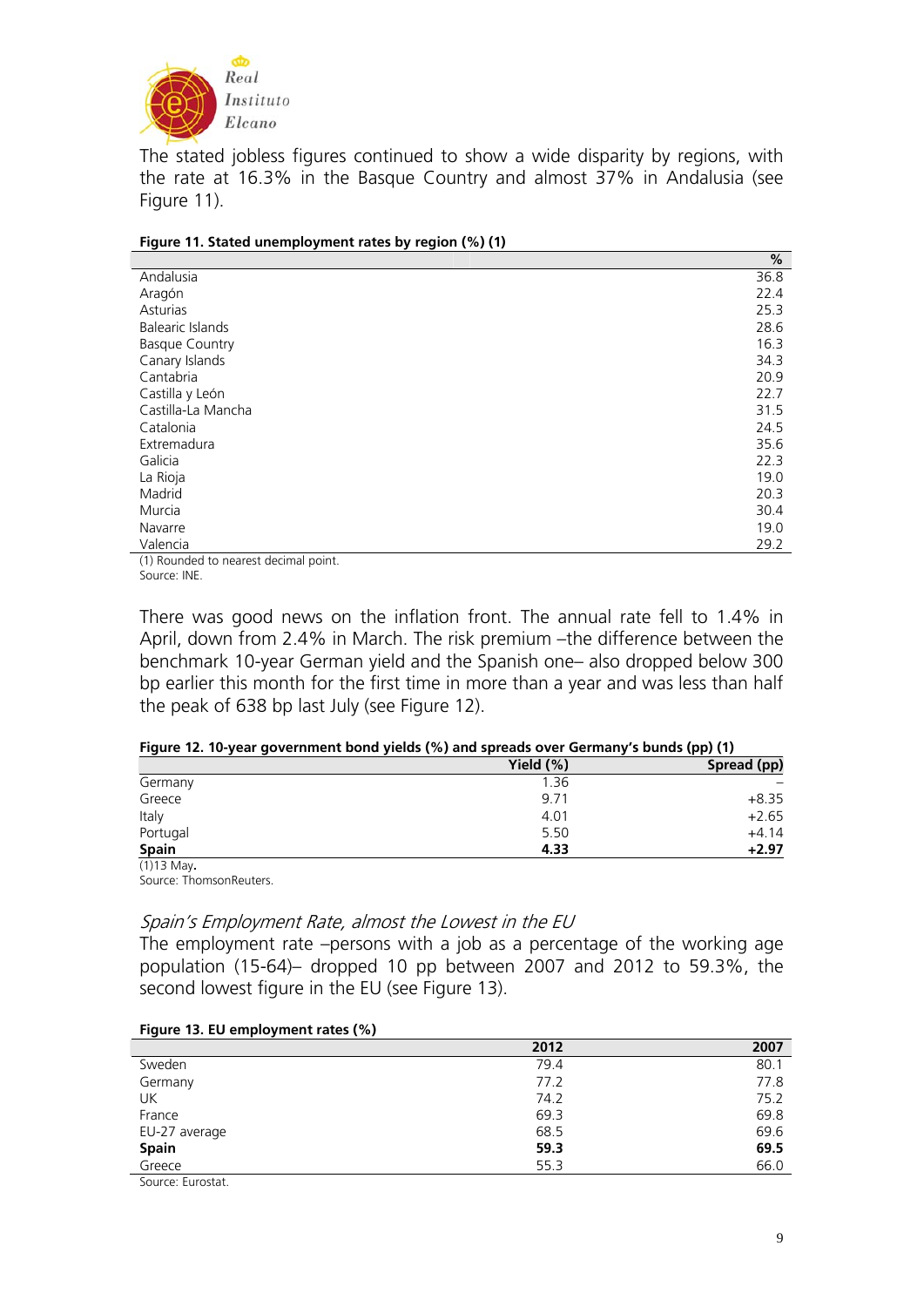The stated jobless figures continued to show a wide disparity by regions, with the rate at 16.3% in the Basque Country and almost 37% in Andalusia (see Figure 11).

**Figure 11. Stated unemployment rates by region (%) (1)**

| | % |
|---|---|
| Andalusia | 36.8 |
| Aragón | 22.4 |
| Asturias | 25.3 |
| Balearic Islands | 28.6 |
| Basque Country | 16.3 |
| Canary Islands | 34.3 |
| Cantabria | 20.9 |
| Castilla y León | 22.7 |
| Castilla-La Mancha | 31.5 |
| Catalonia | 24.5 |
| Extremadura | 35.6 |
| Galicia | 22.3 |
| La Rioja | 19.0 |
| Madrid | 20.3 |
| Murcia | 30.4 |
| Navarre | 19.0 |
| Valencia | 29.2 |

(1) Rounded to nearest decimal point.
Source: INE.

There was good news on the inflation front. The annual rate fell to 1.4% in April, down from 2.4% in March. The risk premium –the difference between the benchmark 10-year German yield and the Spanish one– also dropped below 300 bp earlier this month for the first time in more than a year and was less than half the peak of 638 bp last July (see Figure 12).

**Figure 12. 10-year government bond yields (%) and spreads over Germany's bunds (pp) (1)**

| | Yield (%) | Spread (pp) |
|---|---|---|
| Germany | 1.36 | – |
| Greece | 9.71 | +8.35 |
| Italy | 4.01 | +2.65 |
| Portugal | 5.50 | +4.14 |
| **Spain** | **4.33** | **+2.97** |

(1)13 May.
Source: ThomsonReuters.

### *Spain's Employment Rate, almost the Lowest in the EU*

The employment rate –persons with a job as a percentage of the working age population (15-64)– dropped 10 pp between 2007 and 2012 to 59.3%, the second lowest figure in the EU (see Figure 13).

**Figure 13. EU employment rates (%)**

| | 2012 | 2007 |
|---|---|---|
| Sweden | 79.4 | 80.1 |
| Germany | 77.2 | 77.8 |
| UK | 74.2 | 75.2 |
| France | 69.3 | 69.8 |
| EU-27 average | 68.5 | 69.6 |
| **Spain** | **59.3** | **69.5** |
| Greece | 55.3 | 66.0 |

Source: Eurostat.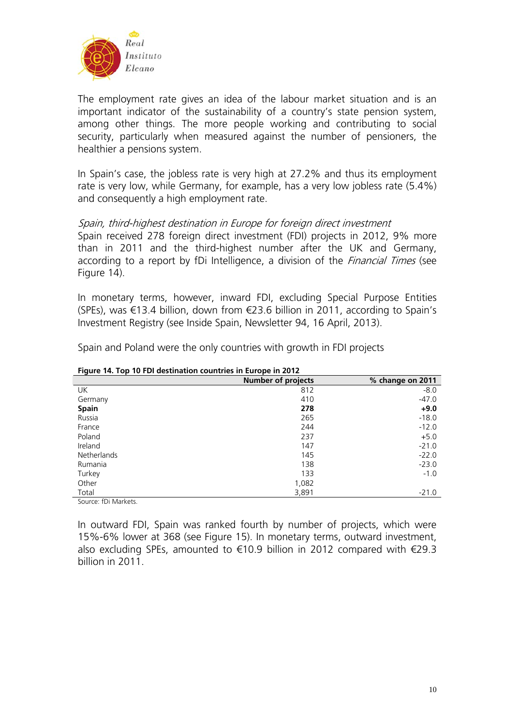The employment rate gives an idea of the labour market situation and is an important indicator of the sustainability of a country's state pension system, among other things. The more people working and contributing to social security, particularly when measured against the number of pensioners, the healthier a pensions system.

In Spain's case, the jobless rate is very high at 27.2% and thus its employment rate is very low, while Germany, for example, has a very low jobless rate (5.4%) and consequently a high employment rate.

*Spain, third-highest destination in Europe for foreign direct investment*

Spain received 278 foreign direct investment (FDI) projects in 2012, 9% more than in 2011 and the third-highest number after the UK and Germany, according to a report by fDi Intelligence, a division of the *Financial Times* (see Figure 14).

In monetary terms, however, inward FDI, excluding Special Purpose Entities (SPEs), was €13.4 billion, down from €23.6 billion in 2011, according to Spain's Investment Registry (see Inside Spain, Newsletter 94, 16 April, 2013).

Spain and Poland were the only countries with growth in FDI projects

**Figure 14. Top 10 FDI destination countries in Europe in 2012**

| | Number of projects | % change on 2011 |
|---|---|---|
| UK | 812 | -8.0 |
| Germany | 410 | -47.0 |
| **Spain** | **278** | **+9.0** |
| Russia | 265 | -18.0 |
| France | 244 | -12.0 |
| Poland | 237 | +5.0 |
| Ireland | 147 | -21.0 |
| Netherlands | 145 | -22.0 |
| Rumania | 138 | -23.0 |
| Turkey | 133 | -1.0 |
| Other | 1,082 | |
| Total | 3,891 | -21.0 |

Source: fDi Markets.

In outward FDI, Spain was ranked fourth by number of projects, which were 15%-6% lower at 368 (see Figure 15). In monetary terms, outward investment, also excluding SPEs, amounted to €10.9 billion in 2012 compared with €29.3 billion in 2011.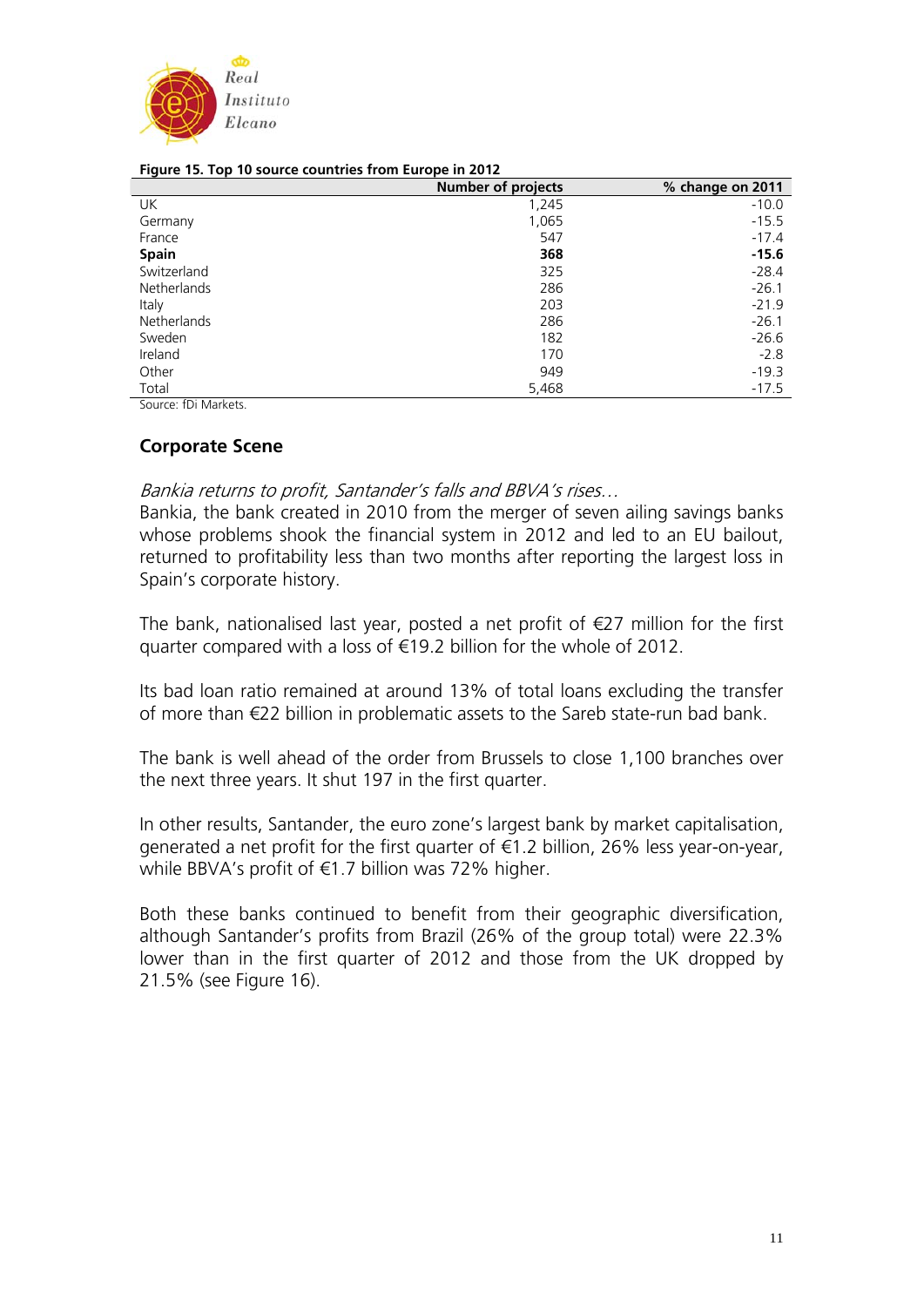**Figure 15. Top 10 source countries from Europe in 2012**

| | Number of projects | % change on 2011 |
|---|---|---|
| UK | 1,245 | -10.0 |
| Germany | 1,065 | -15.5 |
| France | 547 | -17.4 |
| **Spain** | **368** | **-15.6** |
| Switzerland | 325 | -28.4 |
| Netherlands | 286 | -26.1 |
| Italy | 203 | -21.9 |
| Netherlands | 286 | -26.1 |
| Sweden | 182 | -26.6 |
| Ireland | 170 | -2.8 |
| Other | 949 | -19.3 |
| Total | 5,468 | -17.5 |

Source: fDi Markets.

## Corporate Scene

*Bankia returns to profit, Santander's falls and BBVA's rises…*

Bankia, the bank created in 2010 from the merger of seven ailing savings banks whose problems shook the financial system in 2012 and led to an EU bailout, returned to profitability less than two months after reporting the largest loss in Spain's corporate history.

The bank, nationalised last year, posted a net profit of €27 million for the first quarter compared with a loss of €19.2 billion for the whole of 2012.

Its bad loan ratio remained at around 13% of total loans excluding the transfer of more than €22 billion in problematic assets to the Sareb state-run bad bank.

The bank is well ahead of the order from Brussels to close 1,100 branches over the next three years. It shut 197 in the first quarter.

In other results, Santander, the euro zone's largest bank by market capitalisation, generated a net profit for the first quarter of €1.2 billion, 26% less year-on-year, while BBVA's profit of €1.7 billion was 72% higher.

Both these banks continued to benefit from their geographic diversification, although Santander's profits from Brazil (26% of the group total) were 22.3% lower than in the first quarter of 2012 and those from the UK dropped by 21.5% (see Figure 16).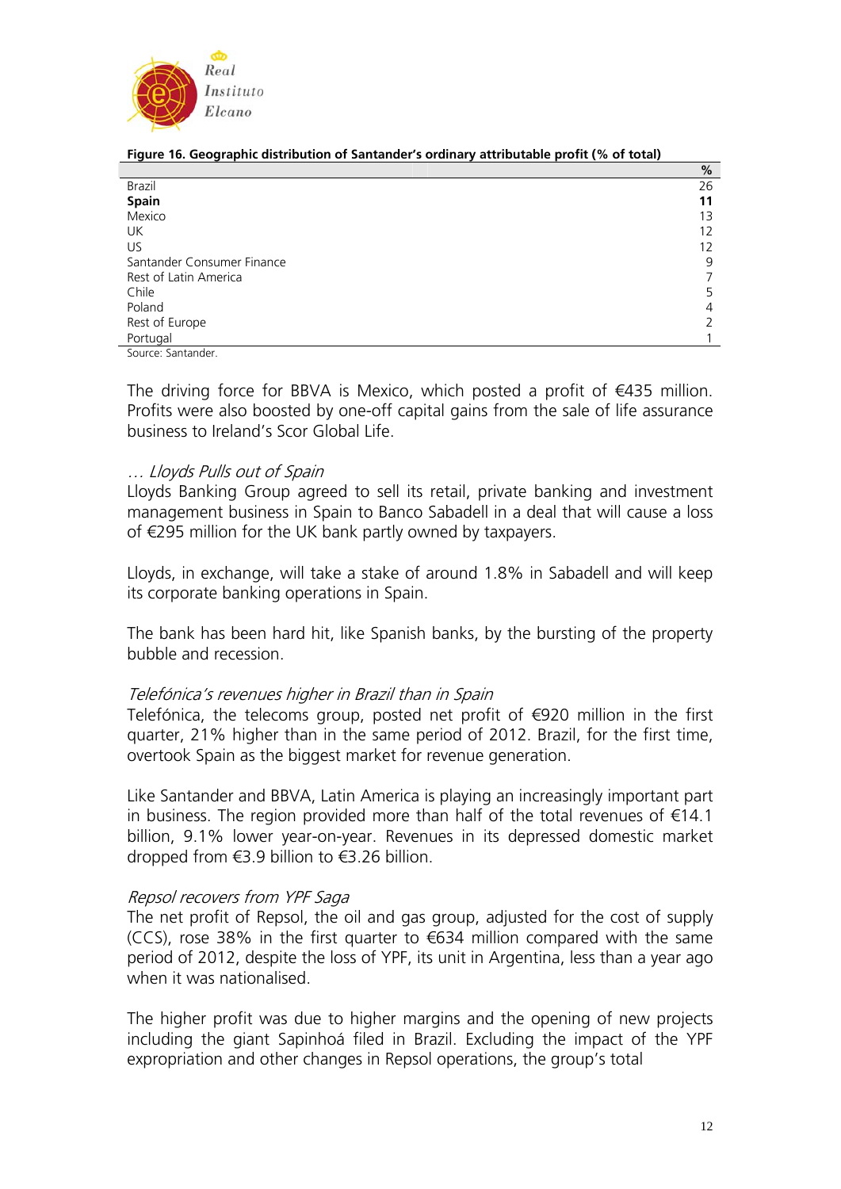**Figure 16. Geographic distribution of Santander's ordinary attributable profit (% of total)**

| | % |
|---|---|
| Brazil | 26 |
| **Spain** | **11** |
| Mexico | 13 |
| UK | 12 |
| US | 12 |
| Santander Consumer Finance | 9 |
| Rest of Latin America | 7 |
| Chile | 5 |
| Poland | 4 |
| Rest of Europe | 2 |
| Portugal | 1 |

Source: Santander.

The driving force for BBVA is Mexico, which posted a profit of €435 million. Profits were also boosted by one-off capital gains from the sale of life assurance business to Ireland's Scor Global Life.

*… Lloyds Pulls out of Spain*

Lloyds Banking Group agreed to sell its retail, private banking and investment management business in Spain to Banco Sabadell in a deal that will cause a loss of €295 million for the UK bank partly owned by taxpayers.

Lloyds, in exchange, will take a stake of around 1.8% in Sabadell and will keep its corporate banking operations in Spain.

The bank has been hard hit, like Spanish banks, by the bursting of the property bubble and recession.

*Telefónica's revenues higher in Brazil than in Spain*

Telefónica, the telecoms group, posted net profit of €920 million in the first quarter, 21% higher than in the same period of 2012. Brazil, for the first time, overtook Spain as the biggest market for revenue generation.

Like Santander and BBVA, Latin America is playing an increasingly important part in business. The region provided more than half of the total revenues of €14.1 billion, 9.1% lower year-on-year. Revenues in its depressed domestic market dropped from €3.9 billion to €3.26 billion.

*Repsol recovers from YPF Saga*

The net profit of Repsol, the oil and gas group, adjusted for the cost of supply (CCS), rose 38% in the first quarter to €634 million compared with the same period of 2012, despite the loss of YPF, its unit in Argentina, less than a year ago when it was nationalised.

The higher profit was due to higher margins and the opening of new projects including the giant Sapinhoá filed in Brazil. Excluding the impact of the YPF expropriation and other changes in Repsol operations, the group's total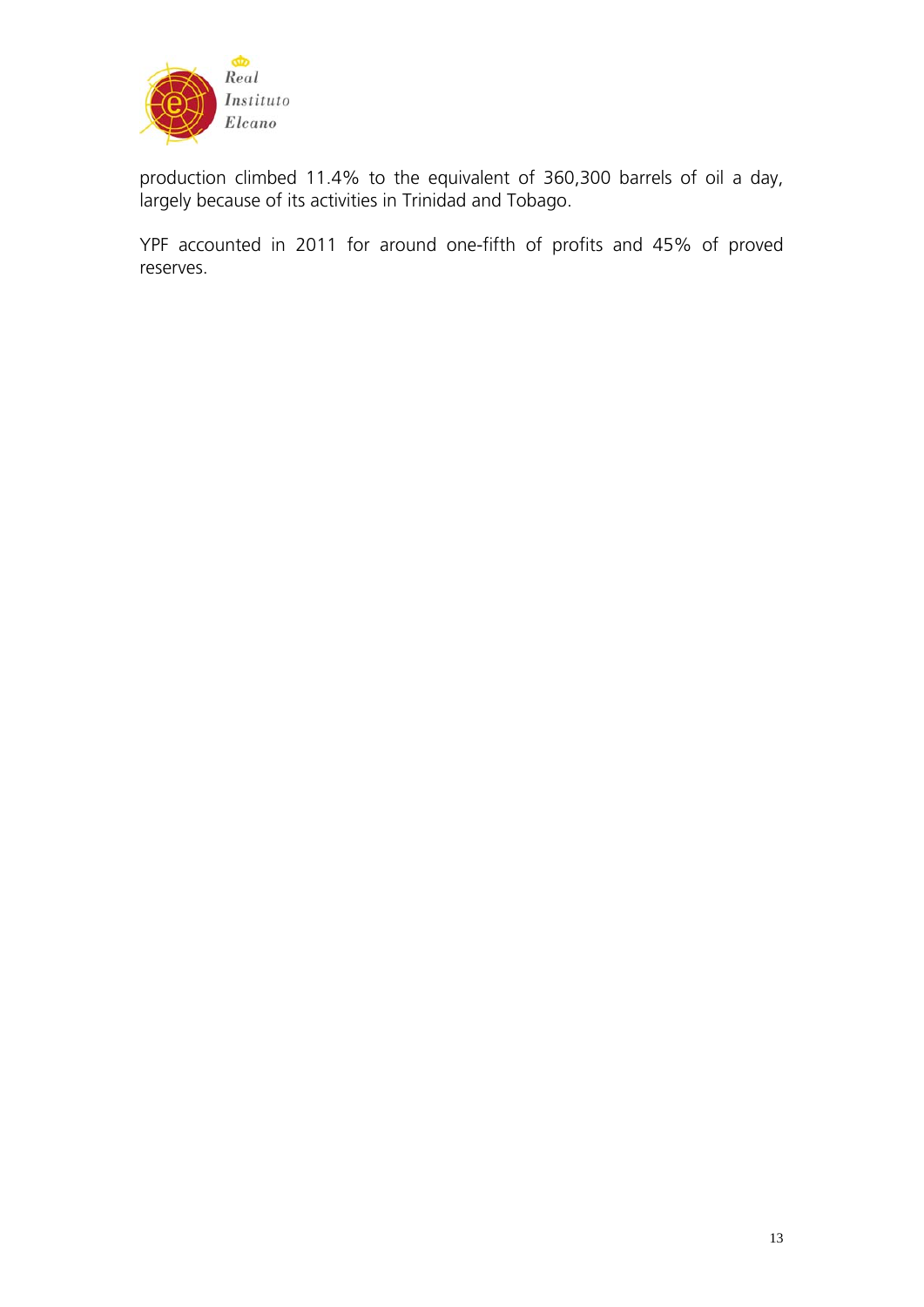production climbed 11.4% to the equivalent of 360,300 barrels of oil a day, largely because of its activities in Trinidad and Tobago.

YPF accounted in 2011 for around one-fifth of profits and 45% of proved reserves.